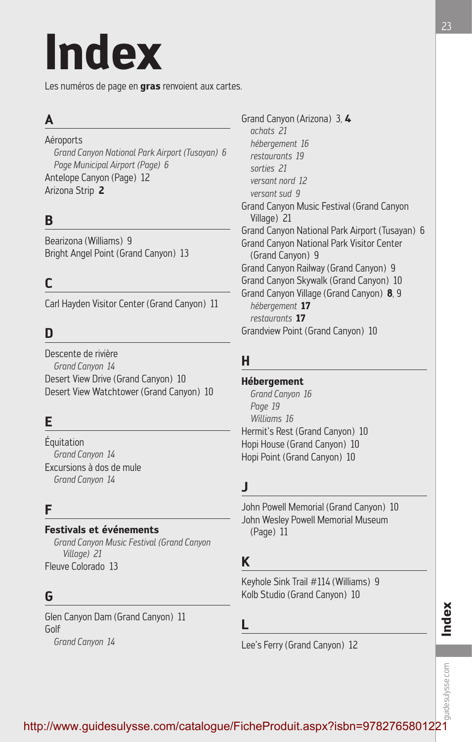# Index

Les numéros de page en **gras** renvoient aux cartes.

## A

Aéroports
- *Grand Canyon National Park Airport (Tusayan) 6*
- *Page Municipal Airport (Page) 6*

Antelope Canyon (Page) 12

Arizona Strip **2**

## B

Bearizona (Williams) 9

Bright Angel Point (Grand Canyon) 13

## C

Carl Hayden Visitor Center (Grand Canyon) 11

## D

Descente de rivière
- *Grand Canyon 14*

Desert View Drive (Grand Canyon) 10

Desert View Watchtower (Grand Canyon) 10

## E

Équitation
- *Grand Canyon 14*

Excursions à dos de mule
- *Grand Canyon 14*

## F

**Festivals et événements**
- *Grand Canyon Music Festival (Grand Canyon Village) 21*

Fleuve Colorado 13

## G

Glen Canyon Dam (Grand Canyon) 11

Golf
- *Grand Canyon 14*

Grand Canyon (Arizona) 3, **4**
- *achats 21*
- *hébergement 16*
- *restaurants 19*
- *sorties 21*
- *versant nord 12*
- *versant sud 9*

Grand Canyon Music Festival (Grand Canyon Village) 21

Grand Canyon National Park Airport (Tusayan) 6

Grand Canyon National Park Visitor Center (Grand Canyon) 9

Grand Canyon Railway (Grand Canyon) 9

Grand Canyon Skywalk (Grand Canyon) 10

Grand Canyon Village (Grand Canyon) **8**, 9
- *hébergement* **17**
- *restaurants* **17**

Grandview Point (Grand Canyon) 10

## H

**Hébergement**
- *Grand Canyon 16*
- *Page 19*
- *Williams 16*

Hermit's Rest (Grand Canyon) 10

Hopi House (Grand Canyon) 10

Hopi Point (Grand Canyon) 10

## J

John Powell Memorial (Grand Canyon) 10

John Wesley Powell Memorial Museum (Page) 11

## K

Keyhole Sink Trail #114 (Williams) 9

Kolb Studio (Grand Canyon) 10

## L

Lee's Ferry (Grand Canyon) 12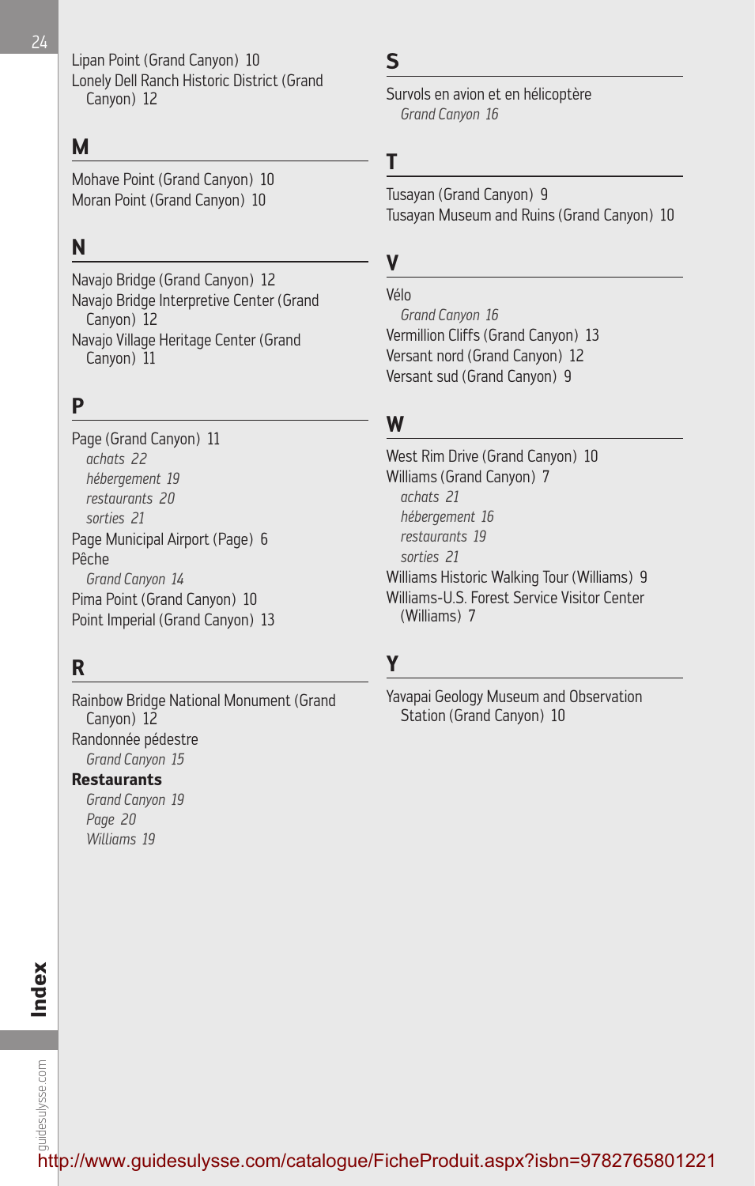Lipan Point (Grand Canyon) 10
Lonely Dell Ranch Historic District (Grand Canyon) 12

## M

Mohave Point (Grand Canyon) 10
Moran Point (Grand Canyon) 10

## N

Navajo Bridge (Grand Canyon) 12
Navajo Bridge Interpretive Center (Grand Canyon) 12
Navajo Village Heritage Center (Grand Canyon) 11

## P

Page (Grand Canyon) 11
- *achats 22*
- *hébergement 19*
- *restaurants 20*
- *sorties 21*

Page Municipal Airport (Page) 6
Pêche
- *Grand Canyon 14*

Pima Point (Grand Canyon) 10
Point Imperial (Grand Canyon) 13

## R

Rainbow Bridge National Monument (Grand Canyon) 12
Randonnée pédestre
- *Grand Canyon 15*

**Restaurants**
- *Grand Canyon 19*
- *Page 20*
- *Williams 19*

## S

Survols en avion et en hélicoptère
- *Grand Canyon 16*

## T

Tusayan (Grand Canyon) 9
Tusayan Museum and Ruins (Grand Canyon) 10

## V

Vélo
- *Grand Canyon 16*

Vermillion Cliffs (Grand Canyon) 13
Versant nord (Grand Canyon) 12
Versant sud (Grand Canyon) 9

## W

West Rim Drive (Grand Canyon) 10
Williams (Grand Canyon) 7
- *achats 21*
- *hébergement 16*
- *restaurants 19*
- *sorties 21*

Williams Historic Walking Tour (Williams) 9
Williams-U.S. Forest Service Visitor Center (Williams) 7

## Y

Yavapai Geology Museum and Observation Station (Grand Canyon) 10

http://www.guidesulysse.com/catalogue/FicheProduit.aspx?isbn=9782765801221